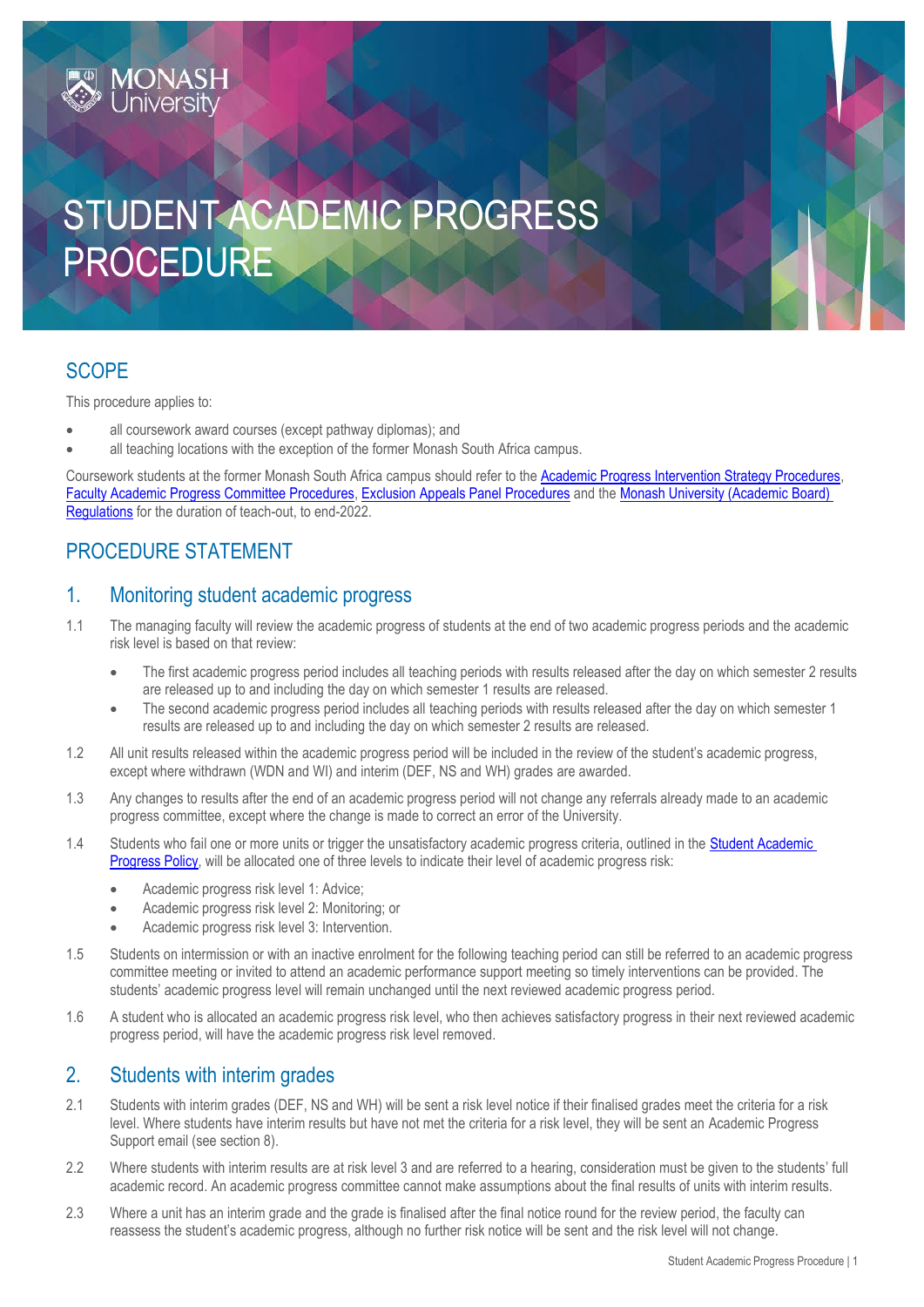# STUDENT ACADEMIC PROGRESS PROCEDURE

## SCOPE

This procedure applies to:

- all coursework award courses (except pathway diplomas); and
- all teaching locations with the exception of the former Monash South Africa campus.

Coursework students at the former Monash South Africa campus should refer to the Academic Progress Intervention Strategy Procedures, Faculty Academic Progress Committee Procedures, Exclusion Appeals Panel Procedures and the Monash University (Academic Board) Regulations for the duration of teach-out, to end-2022.

## PROCEDURE STATEMENT

### 1. Monitoring student academic progress

1.1 The managing faculty will review the academic progress of students at the end of two academic progress periods and the academic risk level is based on that review:

- The first academic progress period includes all teaching periods with results released after the day on which semester 2 results are released up to and including the day on which semester 1 results are released.
- The second academic progress period includes all teaching periods with results released after the day on which semester 1 results are released up to and including the day on which semester 2 results are released.

1.2 All unit results released within the academic progress period will be included in the review of the student's academic progress, except where withdrawn (WDN and WI) and interim (DEF, NS and WH) grades are awarded.

1.3 Any changes to results after the end of an academic progress period will not change any referrals already made to an academic progress committee, except where the change is made to correct an error of the University.

1.4 Students who fail one or more units or trigger the unsatisfactory academic progress criteria, outlined in the Student Academic Progress Policy, will be allocated one of three levels to indicate their level of academic progress risk:

- Academic progress risk level 1: Advice;
- Academic progress risk level 2: Monitoring; or
- Academic progress risk level 3: Intervention.

1.5 Students on intermission or with an inactive enrolment for the following teaching period can still be referred to an academic progress committee meeting or invited to attend an academic performance support meeting so timely interventions can be provided. The students' academic progress level will remain unchanged until the next reviewed academic progress period.

1.6 A student who is allocated an academic progress risk level, who then achieves satisfactory progress in their next reviewed academic progress period, will have the academic progress risk level removed.

### 2. Students with interim grades

2.1 Students with interim grades (DEF, NS and WH) will be sent a risk level notice if their finalised grades meet the criteria for a risk level. Where students have interim results but have not met the criteria for a risk level, they will be sent an Academic Progress Support email (see section 8).

2.2 Where students with interim results are at risk level 3 and are referred to a hearing, consideration must be given to the students' full academic record. An academic progress committee cannot make assumptions about the final results of units with interim results.

2.3 Where a unit has an interim grade and the grade is finalised after the final notice round for the review period, the faculty can reassess the student's academic progress, although no further risk notice will be sent and the risk level will not change.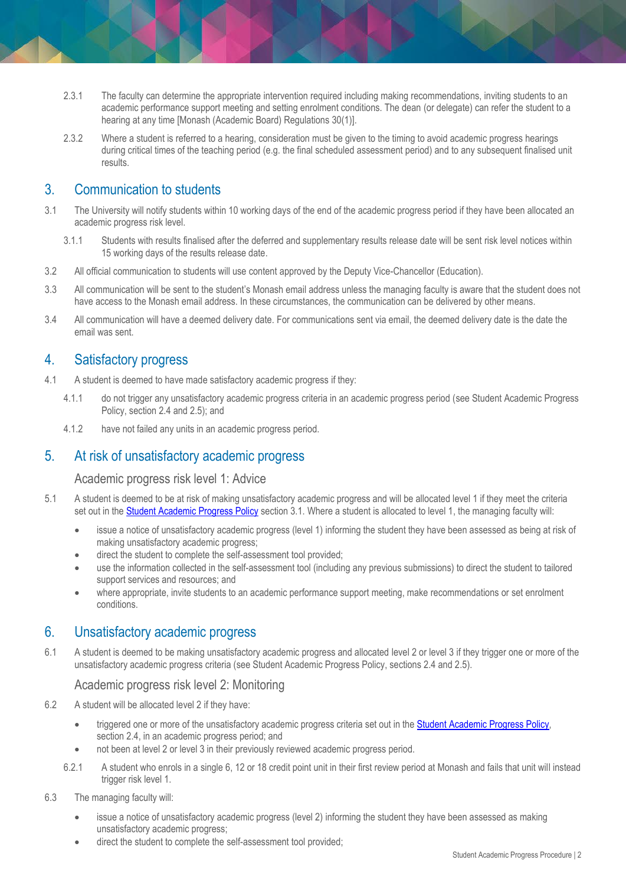2.3.1 The faculty can determine the appropriate intervention required including making recommendations, inviting students to an academic performance support meeting and setting enrolment conditions. The dean (or delegate) can refer the student to a hearing at any time [Monash (Academic Board) Regulations 30(1)].

2.3.2 Where a student is referred to a hearing, consideration must be given to the timing to avoid academic progress hearings during critical times of the teaching period (e.g. the final scheduled assessment period) and to any subsequent finalised unit results.

## 3. Communication to students

3.1 The University will notify students within 10 working days of the end of the academic progress period if they have been allocated an academic progress risk level.

3.1.1 Students with results finalised after the deferred and supplementary results release date will be sent risk level notices within 15 working days of the results release date.

3.2 All official communication to students will use content approved by the Deputy Vice-Chancellor (Education).

3.3 All communication will be sent to the student's Monash email address unless the managing faculty is aware that the student does not have access to the Monash email address. In these circumstances, the communication can be delivered by other means.

3.4 All communication will have a deemed delivery date. For communications sent via email, the deemed delivery date is the date the email was sent.

## 4. Satisfactory progress

4.1 A student is deemed to have made satisfactory academic progress if they:

4.1.1 do not trigger any unsatisfactory academic progress criteria in an academic progress period (see Student Academic Progress Policy, section 2.4 and 2.5); and

4.1.2 have not failed any units in an academic progress period.

## 5. At risk of unsatisfactory academic progress

### Academic progress risk level 1: Advice

5.1 A student is deemed to be at risk of making unsatisfactory academic progress and will be allocated level 1 if they meet the criteria set out in the Student Academic Progress Policy section 3.1. Where a student is allocated to level 1, the managing faculty will:

- issue a notice of unsatisfactory academic progress (level 1) informing the student they have been assessed as being at risk of making unsatisfactory academic progress;
- direct the student to complete the self-assessment tool provided;
- use the information collected in the self-assessment tool (including any previous submissions) to direct the student to tailored support services and resources; and
- where appropriate, invite students to an academic performance support meeting, make recommendations or set enrolment conditions.

## 6. Unsatisfactory academic progress

6.1 A student is deemed to be making unsatisfactory academic progress and allocated level 2 or level 3 if they trigger one or more of the unsatisfactory academic progress criteria (see Student Academic Progress Policy, sections 2.4 and 2.5).

### Academic progress risk level 2: Monitoring

6.2 A student will be allocated level 2 if they have:

- triggered one or more of the unsatisfactory academic progress criteria set out in the Student Academic Progress Policy, section 2.4, in an academic progress period; and
- not been at level 2 or level 3 in their previously reviewed academic progress period.

6.2.1 A student who enrols in a single 6, 12 or 18 credit point unit in their first review period at Monash and fails that unit will instead trigger risk level 1.

6.3 The managing faculty will:

- issue a notice of unsatisfactory academic progress (level 2) informing the student they have been assessed as making unsatisfactory academic progress;
- direct the student to complete the self-assessment tool provided;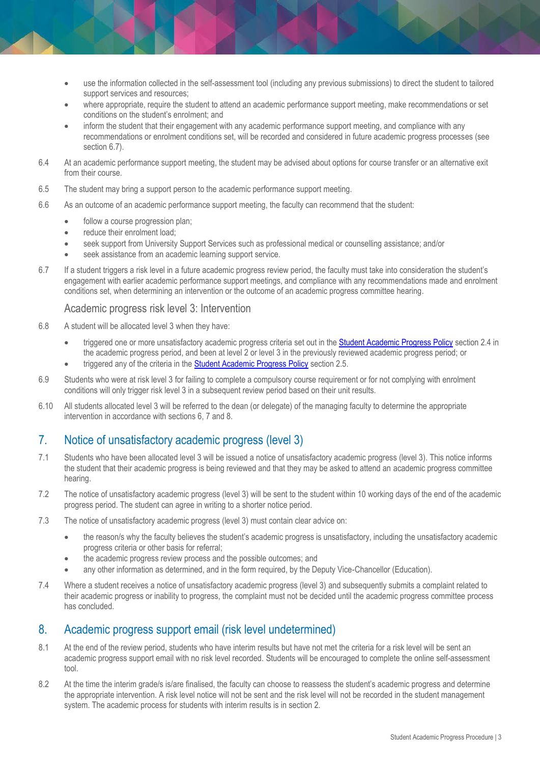- use the information collected in the self-assessment tool (including any previous submissions) to direct the student to tailored support services and resources;
- where appropriate, require the student to attend an academic performance support meeting, make recommendations or set conditions on the student's enrolment; and
- inform the student that their engagement with any academic performance support meeting, and compliance with any recommendations or enrolment conditions set, will be recorded and considered in future academic progress processes (see section 6.7).

6.4 At an academic performance support meeting, the student may be advised about options for course transfer or an alternative exit from their course.

6.5 The student may bring a support person to the academic performance support meeting.

6.6 As an outcome of an academic performance support meeting, the faculty can recommend that the student:

- follow a course progression plan;
- reduce their enrolment load;
- seek support from University Support Services such as professional medical or counselling assistance; and/or
- seek assistance from an academic learning support service.

6.7 If a student triggers a risk level in a future academic progress review period, the faculty must take into consideration the student's engagement with earlier academic performance support meetings, and compliance with any recommendations made and enrolment conditions set, when determining an intervention or the outcome of an academic progress committee hearing.

### Academic progress risk level 3: Intervention

6.8 A student will be allocated level 3 when they have:

- triggered one or more unsatisfactory academic progress criteria set out in the [Student Academic Progress Policy] section 2.4 in the academic progress period, and been at level 2 or level 3 in the previously reviewed academic progress period; or
- triggered any of the criteria in the [Student Academic Progress Policy] section 2.5.

6.9 Students who were at risk level 3 for failing to complete a compulsory course requirement or for not complying with enrolment conditions will only trigger risk level 3 in a subsequent review period based on their unit results.

6.10 All students allocated level 3 will be referred to the dean (or delegate) of the managing faculty to determine the appropriate intervention in accordance with sections 6, 7 and 8.

## 7. Notice of unsatisfactory academic progress (level 3)

7.1 Students who have been allocated level 3 will be issued a notice of unsatisfactory academic progress (level 3). This notice informs the student that their academic progress is being reviewed and that they may be asked to attend an academic progress committee hearing.

7.2 The notice of unsatisfactory academic progress (level 3) will be sent to the student within 10 working days of the end of the academic progress period. The student can agree in writing to a shorter notice period.

7.3 The notice of unsatisfactory academic progress (level 3) must contain clear advice on:

- the reason/s why the faculty believes the student's academic progress is unsatisfactory, including the unsatisfactory academic progress criteria or other basis for referral;
- the academic progress review process and the possible outcomes; and
- any other information as determined, and in the form required, by the Deputy Vice-Chancellor (Education).

7.4 Where a student receives a notice of unsatisfactory academic progress (level 3) and subsequently submits a complaint related to their academic progress or inability to progress, the complaint must not be decided until the academic progress committee process has concluded.

## 8. Academic progress support email (risk level undetermined)

8.1 At the end of the review period, students who have interim results but have not met the criteria for a risk level will be sent an academic progress support email with no risk level recorded. Students will be encouraged to complete the online self-assessment tool.

8.2 At the time the interim grade/s is/are finalised, the faculty can choose to reassess the student's academic progress and determine the appropriate intervention. A risk level notice will not be sent and the risk level will not be recorded in the student management system. The academic process for students with interim results is in section 2.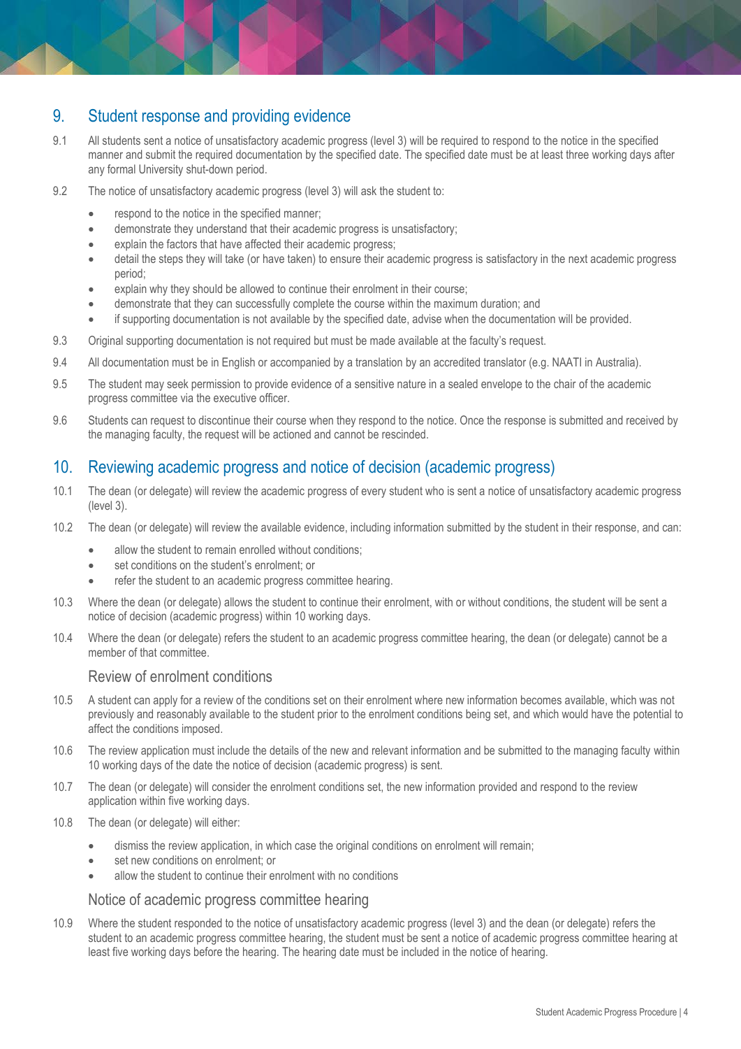## 9. Student response and providing evidence

9.1 All students sent a notice of unsatisfactory academic progress (level 3) will be required to respond to the notice in the specified manner and submit the required documentation by the specified date. The specified date must be at least three working days after any formal University shut-down period.

9.2 The notice of unsatisfactory academic progress (level 3) will ask the student to:

- respond to the notice in the specified manner;
- demonstrate they understand that their academic progress is unsatisfactory;
- explain the factors that have affected their academic progress;
- detail the steps they will take (or have taken) to ensure their academic progress is satisfactory in the next academic progress period;
- explain why they should be allowed to continue their enrolment in their course;
- demonstrate that they can successfully complete the course within the maximum duration; and
- if supporting documentation is not available by the specified date, advise when the documentation will be provided.

9.3 Original supporting documentation is not required but must be made available at the faculty's request.

9.4 All documentation must be in English or accompanied by a translation by an accredited translator (e.g. NAATI in Australia).

9.5 The student may seek permission to provide evidence of a sensitive nature in a sealed envelope to the chair of the academic progress committee via the executive officer.

9.6 Students can request to discontinue their course when they respond to the notice. Once the response is submitted and received by the managing faculty, the request will be actioned and cannot be rescinded.

## 10. Reviewing academic progress and notice of decision (academic progress)

10.1 The dean (or delegate) will review the academic progress of every student who is sent a notice of unsatisfactory academic progress (level 3).

10.2 The dean (or delegate) will review the available evidence, including information submitted by the student in their response, and can:

- allow the student to remain enrolled without conditions;
- set conditions on the student's enrolment; or
- refer the student to an academic progress committee hearing.

10.3 Where the dean (or delegate) allows the student to continue their enrolment, with or without conditions, the student will be sent a notice of decision (academic progress) within 10 working days.

10.4 Where the dean (or delegate) refers the student to an academic progress committee hearing, the dean (or delegate) cannot be a member of that committee.

### Review of enrolment conditions

10.5 A student can apply for a review of the conditions set on their enrolment where new information becomes available, which was not previously and reasonably available to the student prior to the enrolment conditions being set, and which would have the potential to affect the conditions imposed.

10.6 The review application must include the details of the new and relevant information and be submitted to the managing faculty within 10 working days of the date the notice of decision (academic progress) is sent.

10.7 The dean (or delegate) will consider the enrolment conditions set, the new information provided and respond to the review application within five working days.

10.8 The dean (or delegate) will either:

- dismiss the review application, in which case the original conditions on enrolment will remain;
- set new conditions on enrolment; or
- allow the student to continue their enrolment with no conditions

### Notice of academic progress committee hearing

10.9 Where the student responded to the notice of unsatisfactory academic progress (level 3) and the dean (or delegate) refers the student to an academic progress committee hearing, the student must be sent a notice of academic progress committee hearing at least five working days before the hearing. The hearing date must be included in the notice of hearing.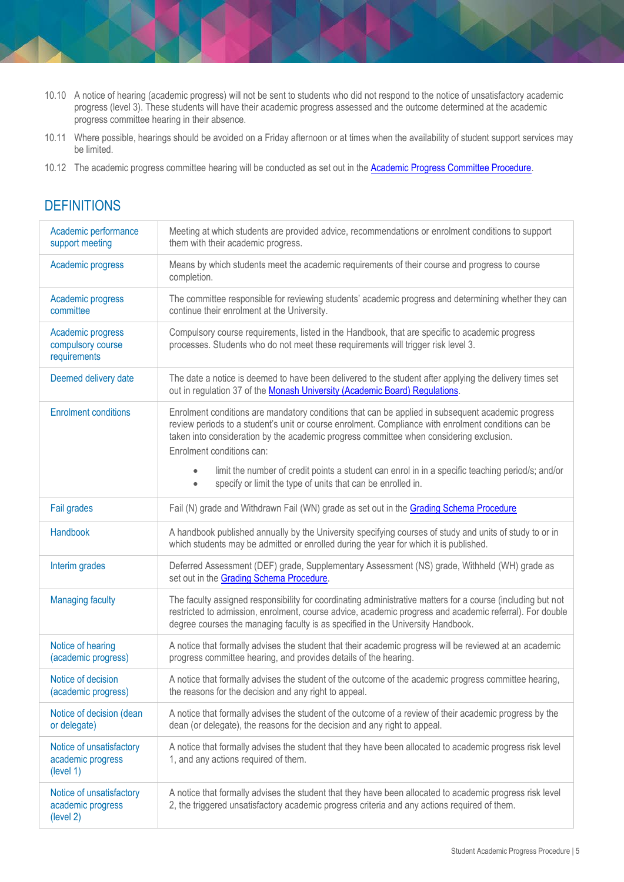10.10 A notice of hearing (academic progress) will not be sent to students who did not respond to the notice of unsatisfactory academic progress (level 3). These students will have their academic progress assessed and the outcome determined at the academic progress committee hearing in their absence.

10.11 Where possible, hearings should be avoided on a Friday afternoon or at times when the availability of student support services may be limited.

10.12 The academic progress committee hearing will be conducted as set out in the [Academic Progress Committee Procedure](#).

## DEFINITIONS

| | |
|---|---|
| Academic performance support meeting | Meeting at which students are provided advice, recommendations or enrolment conditions to support them with their academic progress. |
| Academic progress | Means by which students meet the academic requirements of their course and progress to course completion. |
| Academic progress committee | The committee responsible for reviewing students' academic progress and determining whether they can continue their enrolment at the University. |
| Academic progress compulsory course requirements | Compulsory course requirements, listed in the Handbook, that are specific to academic progress processes. Students who do not meet these requirements will trigger risk level 3. |
| Deemed delivery date | The date a notice is deemed to have been delivered to the student after applying the delivery times set out in regulation 37 of the [Monash University (Academic Board) Regulations](#). |
| Enrolment conditions | Enrolment conditions are mandatory conditions that can be applied in subsequent academic progress review periods to a student's unit or course enrolment. Compliance with enrolment conditions can be taken into consideration by the academic progress committee when considering exclusion.<br>Enrolment conditions can:<br>• limit the number of credit points a student can enrol in in a specific teaching period/s; and/or<br>• specify or limit the type of units that can be enrolled in. |
| Fail grades | Fail (N) grade and Withdrawn Fail (WN) grade as set out in the [Grading Schema Procedure](#) |
| Handbook | A handbook published annually by the University specifying courses of study and units of study to or in which students may be admitted or enrolled during the year for which it is published. |
| Interim grades | Deferred Assessment (DEF) grade, Supplementary Assessment (NS) grade, Withheld (WH) grade as set out in the [Grading Schema Procedure](#). |
| Managing faculty | The faculty assigned responsibility for coordinating administrative matters for a course (including but not restricted to admission, enrolment, course advice, academic progress and academic referral). For double degree courses the managing faculty is as specified in the University Handbook. |
| Notice of hearing (academic progress) | A notice that formally advises the student that their academic progress will be reviewed at an academic progress committee hearing, and provides details of the hearing. |
| Notice of decision (academic progress) | A notice that formally advises the student of the outcome of the academic progress committee hearing, the reasons for the decision and any right to appeal. |
| Notice of decision (dean or delegate) | A notice that formally advises the student of the outcome of a review of their academic progress by the dean (or delegate), the reasons for the decision and any right to appeal. |
| Notice of unsatisfactory academic progress (level 1) | A notice that formally advises the student that they have been allocated to academic progress risk level 1, and any actions required of them. |
| Notice of unsatisfactory academic progress (level 2) | A notice that formally advises the student that they have been allocated to academic progress risk level 2, the triggered unsatisfactory academic progress criteria and any actions required of them. |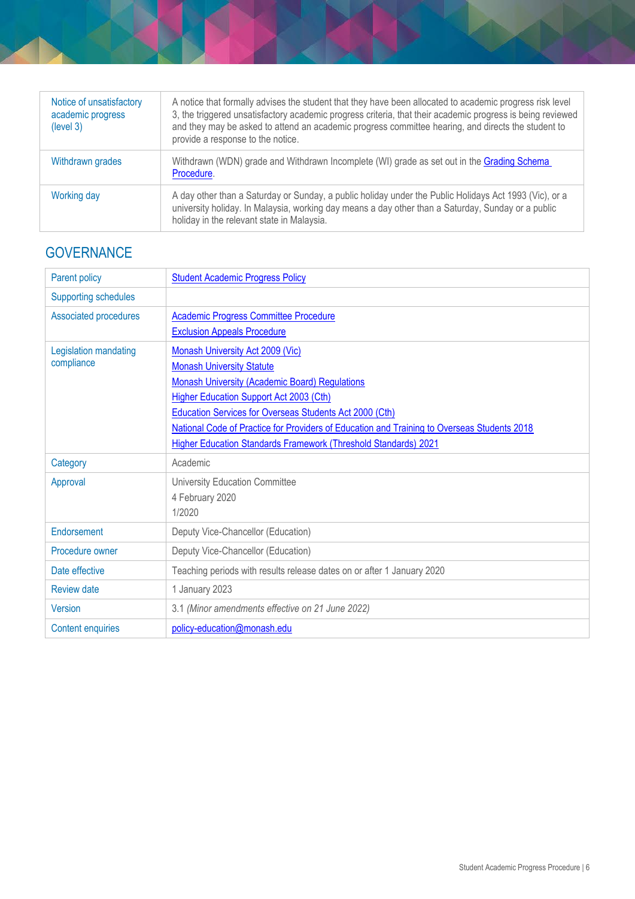| | |
|---|---|
| Notice of unsatisfactory academic progress (level 3) | A notice that formally advises the student that they have been allocated to academic progress risk level 3, the triggered unsatisfactory academic progress criteria, that their academic progress is being reviewed and they may be asked to attend an academic progress committee hearing, and directs the student to provide a response to the notice. |
| Withdrawn grades | Withdrawn (WDN) grade and Withdrawn Incomplete (WI) grade as set out in the Grading Schema Procedure. |
| Working day | A day other than a Saturday or Sunday, a public holiday under the Public Holidays Act 1993 (Vic), or a university holiday. In Malaysia, working day means a day other than a Saturday, Sunday or a public holiday in the relevant state in Malaysia. |

## GOVERNANCE

| | |
|---|---|
| Parent policy | Student Academic Progress Policy |
| Supporting schedules | |
| Associated procedures | Academic Progress Committee Procedure<br>Exclusion Appeals Procedure |
| Legislation mandating compliance | Monash University Act 2009 (Vic)<br>Monash University Statute<br>Monash University (Academic Board) Regulations<br>Higher Education Support Act 2003 (Cth)<br>Education Services for Overseas Students Act 2000 (Cth)<br>National Code of Practice for Providers of Education and Training to Overseas Students 2018<br>Higher Education Standards Framework (Threshold Standards) 2021 |
| Category | Academic |
| Approval | University Education Committee<br>4 February 2020<br>1/2020 |
| Endorsement | Deputy Vice-Chancellor (Education) |
| Procedure owner | Deputy Vice-Chancellor (Education) |
| Date effective | Teaching periods with results release dates on or after 1 January 2020 |
| Review date | 1 January 2023 |
| Version | 3.1 *(Minor amendments effective on 21 June 2022)* |
| Content enquiries | policy-education@monash.edu |